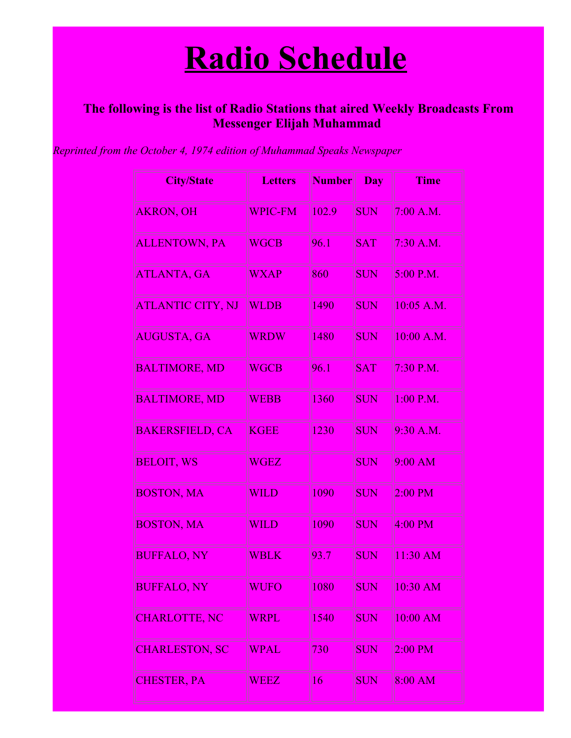# Radio Schedule

### The following is the list of Radio Stations that aired Weekly Broadcasts From Messenger Elijah Muhammad

*Reprinted from the October 4, 1974 edition of Muhammad Speaks Newspaper*

| City/State | Letters | Number | Day | Time |
|---|---|---|---|---|
| AKRON, OH | WPIC-FM | 102.9 | SUN | 7:00 A.M. |
| ALLENTOWN, PA | WGCB | 96.1 | SAT | 7:30 A.M. |
| ATLANTA, GA | WXAP | 860 | SUN | 5:00 P.M. |
| ATLANTIC CITY, NJ | WLDB | 1490 | SUN | 10:05 A.M. |
| AUGUSTA, GA | WRDW | 1480 | SUN | 10:00 A.M. |
| BALTIMORE, MD | WGCB | 96.1 | SAT | 7:30 P.M. |
| BALTIMORE, MD | WEBB | 1360 | SUN | 1:00 P.M. |
| BAKERSFIELD, CA | KGEE | 1230 | SUN | 9:30 A.M. |
| BELOIT, WS | WGEZ | | SUN | 9:00 AM |
| BOSTON, MA | WILD | 1090 | SUN | 2:00 PM |
| BOSTON, MA | WILD | 1090 | SUN | 4:00 PM |
| BUFFALO, NY | WBLK | 93.7 | SUN | 11:30 AM |
| BUFFALO, NY | WUFO | 1080 | SUN | 10:30 AM |
| CHARLOTTE, NC | WRPL | 1540 | SUN | 10:00 AM |
| CHARLESTON, SC | WPAL | 730 | SUN | 2:00 PM |
| CHESTER, PA | WEEZ | 16 | SUN | 8:00 AM |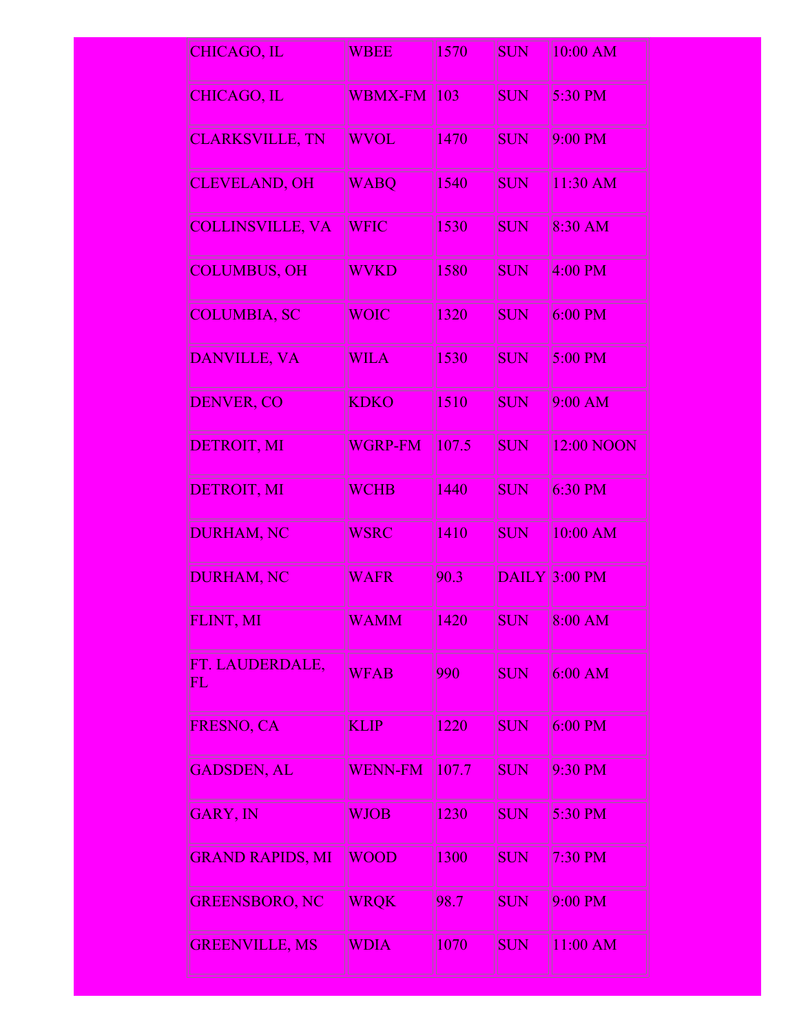| | | | | |
|---|---|---|---|---|
| CHICAGO, IL | WBEE | 1570 | SUN | 10:00 AM |
| CHICAGO, IL | WBMX-FM | 103 | SUN | 5:30 PM |
| CLARKSVILLE, TN | WVOL | 1470 | SUN | 9:00 PM |
| CLEVELAND, OH | WABQ | 1540 | SUN | 11:30 AM |
| COLLINSVILLE, VA | WFIC | 1530 | SUN | 8:30 AM |
| COLUMBUS, OH | WVKD | 1580 | SUN | 4:00 PM |
| COLUMBIA, SC | WOIC | 1320 | SUN | 6:00 PM |
| DANVILLE, VA | WILA | 1530 | SUN | 5:00 PM |
| DENVER, CO | KDKO | 1510 | SUN | 9:00 AM |
| DETROIT, MI | WGRP-FM | 107.5 | SUN | 12:00 NOON |
| DETROIT, MI | WCHB | 1440 | SUN | 6:30 PM |
| DURHAM, NC | WSRC | 1410 | SUN | 10:00 AM |
| DURHAM, NC | WAFR | 90.3 | DAILY | 3:00 PM |
| FLINT, MI | WAMM | 1420 | SUN | 8:00 AM |
| FT. LAUDERDALE, FL | WFAB | 990 | SUN | 6:00 AM |
| FRESNO, CA | KLIP | 1220 | SUN | 6:00 PM |
| GADSDEN, AL | WENN-FM | 107.7 | SUN | 9:30 PM |
| GARY, IN | WJOB | 1230 | SUN | 5:30 PM |
| GRAND RAPIDS, MI | WOOD | 1300 | SUN | 7:30 PM |
| GREENSBORO, NC | WRQK | 98.7 | SUN | 9:00 PM |
| GREENVILLE, MS | WDIA | 1070 | SUN | 11:00 AM |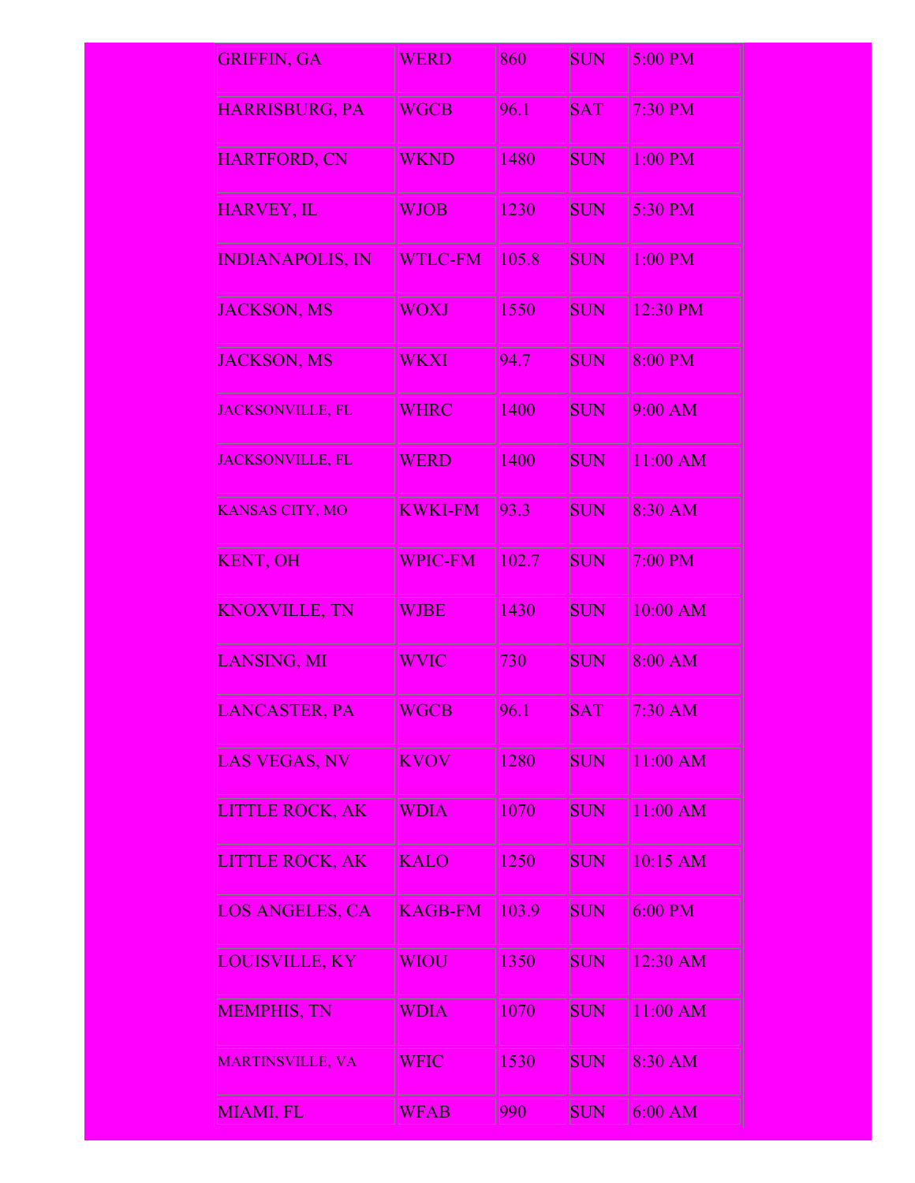| | | | | |
|---|---|---|---|---|
| GRIFFIN, GA | WERD | 860 | SUN | 5:00 PM |
| HARRISBURG, PA | WGCB | 96.1 | SAT | 7:30 PM |
| HARTFORD, CN | WKND | 1480 | SUN | 1:00 PM |
| HARVEY, IL | WJOB | 1230 | SUN | 5:30 PM |
| INDIANAPOLIS, IN | WTLC-FM | 105.8 | SUN | 1:00 PM |
| JACKSON, MS | WOXJ | 1550 | SUN | 12:30 PM |
| JACKSON, MS | WKXI | 94.7 | SUN | 8:00 PM |
| JACKSONVILLE, FL | WHRC | 1400 | SUN | 9:00 AM |
| JACKSONVILLE, FL | WERD | 1400 | SUN | 11:00 AM |
| KANSAS CITY, MO | KWKI-FM | 93.3 | SUN | 8:30 AM |
| KENT, OH | WPIC-FM | 102.7 | SUN | 7:00 PM |
| KNOXVILLE, TN | WJBE | 1430 | SUN | 10:00 AM |
| LANSING, MI | WVIC | 730 | SUN | 8:00 AM |
| LANCASTER, PA | WGCB | 96.1 | SAT | 7:30 AM |
| LAS VEGAS, NV | KVOV | 1280 | SUN | 11:00 AM |
| LITTLE ROCK, AK | WDIA | 1070 | SUN | 11:00 AM |
| LITTLE ROCK, AK | KALO | 1250 | SUN | 10:15 AM |
| LOS ANGELES, CA | KAGB-FM | 103.9 | SUN | 6:00 PM |
| LOUISVILLE, KY | WIOU | 1350 | SUN | 12:30 AM |
| MEMPHIS, TN | WDIA | 1070 | SUN | 11:00 AM |
| MARTINSVILLE, VA | WFIC | 1530 | SUN | 8:30 AM |
| MIAMI, FL | WFAB | 990 | SUN | 6:00 AM |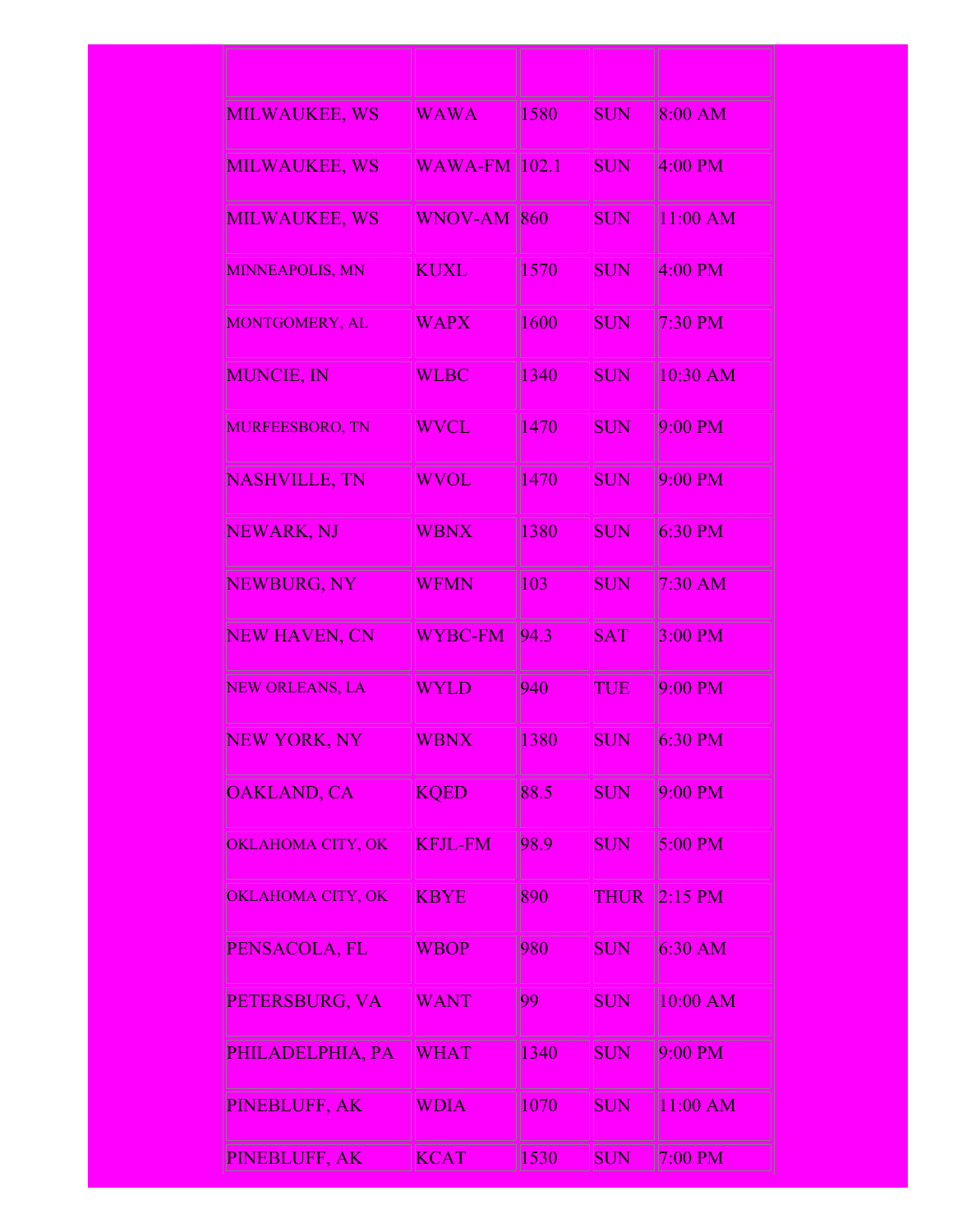| | | | | |
|---|---|---|---|---|
| MILWAUKEE, WS | WAWA | 1580 | SUN | 8:00 AM |
| MILWAUKEE, WS | WAWA-FM | 102.1 | SUN | 4:00 PM |
| MILWAUKEE, WS | WNOV-AM | 860 | SUN | 11:00 AM |
| MINNEAPOLIS, MN | KUXL | 1570 | SUN | 4:00 PM |
| MONTGOMERY, AL | WAPX | 1600 | SUN | 7:30 PM |
| MUNCIE, IN | WLBC | 1340 | SUN | 10:30 AM |
| MURFEESBORO, TN | WVCL | 1470 | SUN | 9:00 PM |
| NASHVILLE, TN | WVOL | 1470 | SUN | 9:00 PM |
| NEWARK, NJ | WBNX | 1380 | SUN | 6:30 PM |
| NEWBURG, NY | WFMN | 103 | SUN | 7:30 AM |
| NEW HAVEN, CN | WYBC-FM | 94.3 | SAT | 3:00 PM |
| NEW ORLEANS, LA | WYLD | 940 | TUE | 9:00 PM |
| NEW YORK, NY | WBNX | 1380 | SUN | 6:30 PM |
| OAKLAND, CA | KQED | 88.5 | SUN | 9:00 PM |
| OKLAHOMA CITY, OK | KFJL-FM | 98.9 | SUN | 5:00 PM |
| OKLAHOMA CITY, OK | KBYE | 890 | THUR | 2:15 PM |
| PENSACOLA, FL | WBOP | 980 | SUN | 6:30 AM |
| PETERSBURG, VA | WANT | 99 | SUN | 10:00 AM |
| PHILADELPHIA, PA | WHAT | 1340 | SUN | 9:00 PM |
| PINEBLUFF, AK | WDIA | 1070 | SUN | 11:00 AM |
| PINEBLUFF, AK | KCAT | 1530 | SUN | 7:00 PM |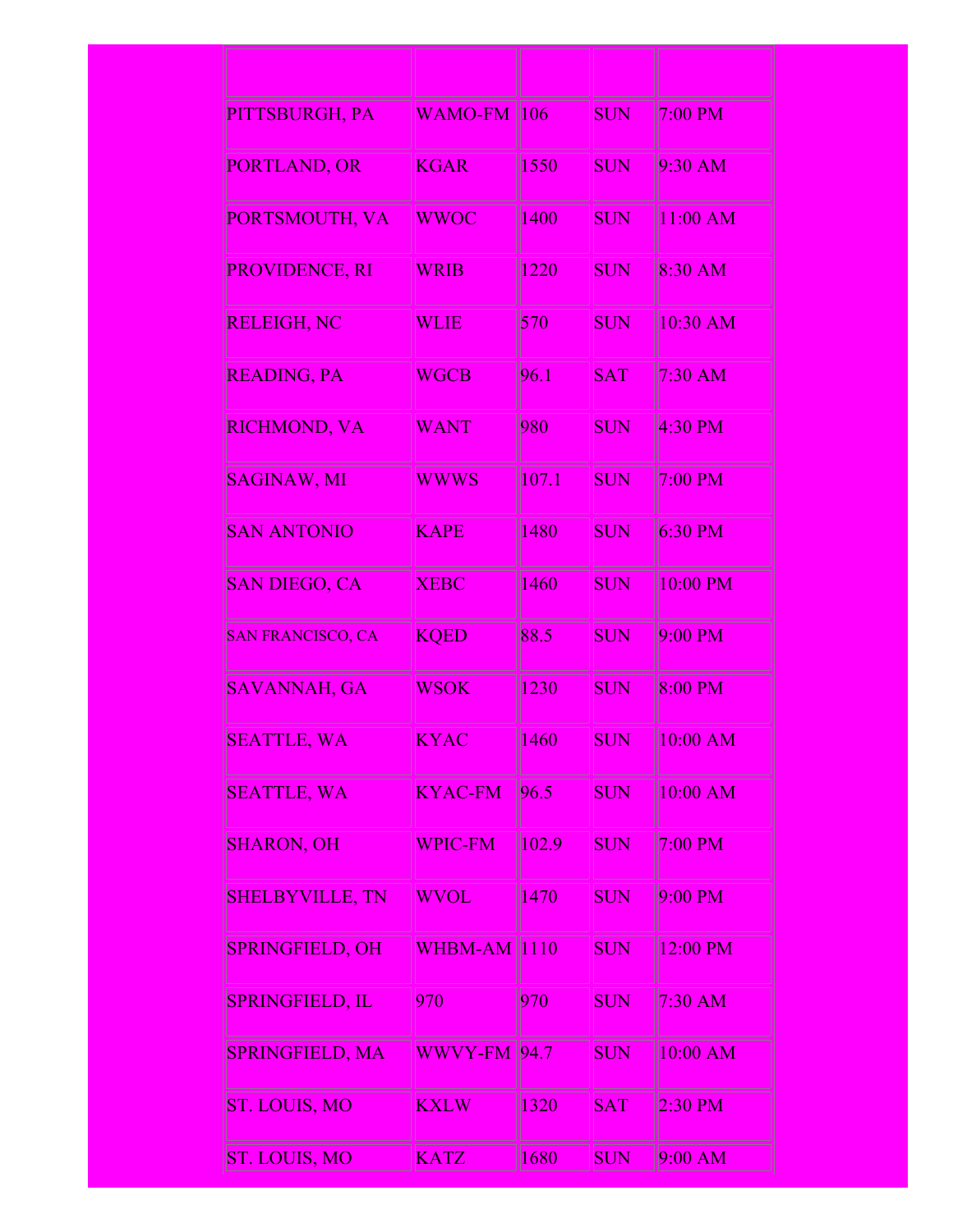| | | | | |
|---|---|---|---|---|
| PITTSBURGH, PA | WAMO-FM | 106 | SUN | 7:00 PM |
| PORTLAND, OR | KGAR | 1550 | SUN | 9:30 AM |
| PORTSMOUTH, VA | WWOC | 1400 | SUN | 11:00 AM |
| PROVIDENCE, RI | WRIB | 1220 | SUN | 8:30 AM |
| RELEIGH, NC | WLIE | 570 | SUN | 10:30 AM |
| READING, PA | WGCB | 96.1 | SAT | 7:30 AM |
| RICHMOND, VA | WANT | 980 | SUN | 4:30 PM |
| SAGINAW, MI | WWWS | 107.1 | SUN | 7:00 PM |
| SAN ANTONIO | KAPE | 1480 | SUN | 6:30 PM |
| SAN DIEGO, CA | XEBC | 1460 | SUN | 10:00 PM |
| SAN FRANCISCO, CA | KQED | 88.5 | SUN | 9:00 PM |
| SAVANNAH, GA | WSOK | 1230 | SUN | 8:00 PM |
| SEATTLE, WA | KYAC | 1460 | SUN | 10:00 AM |
| SEATTLE, WA | KYAC-FM | 96.5 | SUN | 10:00 AM |
| SHARON, OH | WPIC-FM | 102.9 | SUN | 7:00 PM |
| SHELBYVILLE, TN | WVOL | 1470 | SUN | 9:00 PM |
| SPRINGFIELD, OH | WHBM-AM | 1110 | SUN | 12:00 PM |
| SPRINGFIELD, IL | 970 | 970 | SUN | 7:30 AM |
| SPRINGFIELD, MA | WWVY-FM | 94.7 | SUN | 10:00 AM |
| ST. LOUIS, MO | KXLW | 1320 | SAT | 2:30 PM |
| ST. LOUIS, MO | KATZ | 1680 | SUN | 9:00 AM |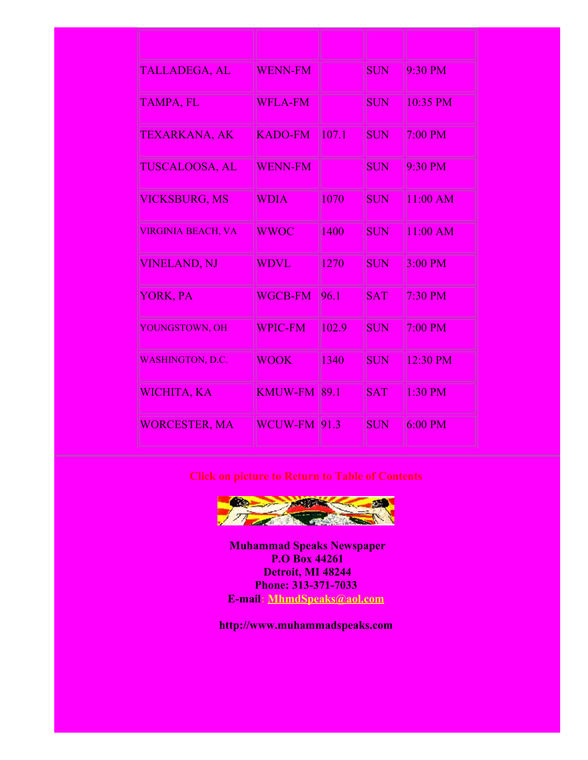| | | | | |
|---|---|---|---|---|
| TALLADEGA, AL | WENN-FM | | SUN | 9:30 PM |
| TAMPA, FL | WFLA-FM | | SUN | 10:35 PM |
| TEXARKANA, AK | KADO-FM | 107.1 | SUN | 7:00 PM |
| TUSCALOOSA, AL | WENN-FM | | SUN | 9:30 PM |
| VICKSBURG, MS | WDIA | 1070 | SUN | 11:00 AM |
| VIRGINIA BEACH, VA | WWOC | 1400 | SUN | 11:00 AM |
| VINELAND, NJ | WDVL | 1270 | SUN | 3:00 PM |
| YORK, PA | WGCB-FM | 96.1 | SAT | 7:30 PM |
| YOUNGSTOWN, OH | WPIC-FM | 102.9 | SUN | 7:00 PM |
| WASHINGTON, D.C. | WOOK | 1340 | SUN | 12:30 PM |
| WICHITA, KA | KMUW-FM | 89.1 | SAT | 1:30 PM |
| WORCESTER, MA | WCUW-FM | 91.3 | SUN | 6:00 PM |

**Click on picture to Return to Table of Contents**

**Muhammad Speaks Newspaper**
**P.O Box 44261**
**Detroit, MI 48244**
**Phone: 313-371-7033**
**E-mail: MhmdSpeaks@aol.com**

**http://www.muhammadspeaks.com**